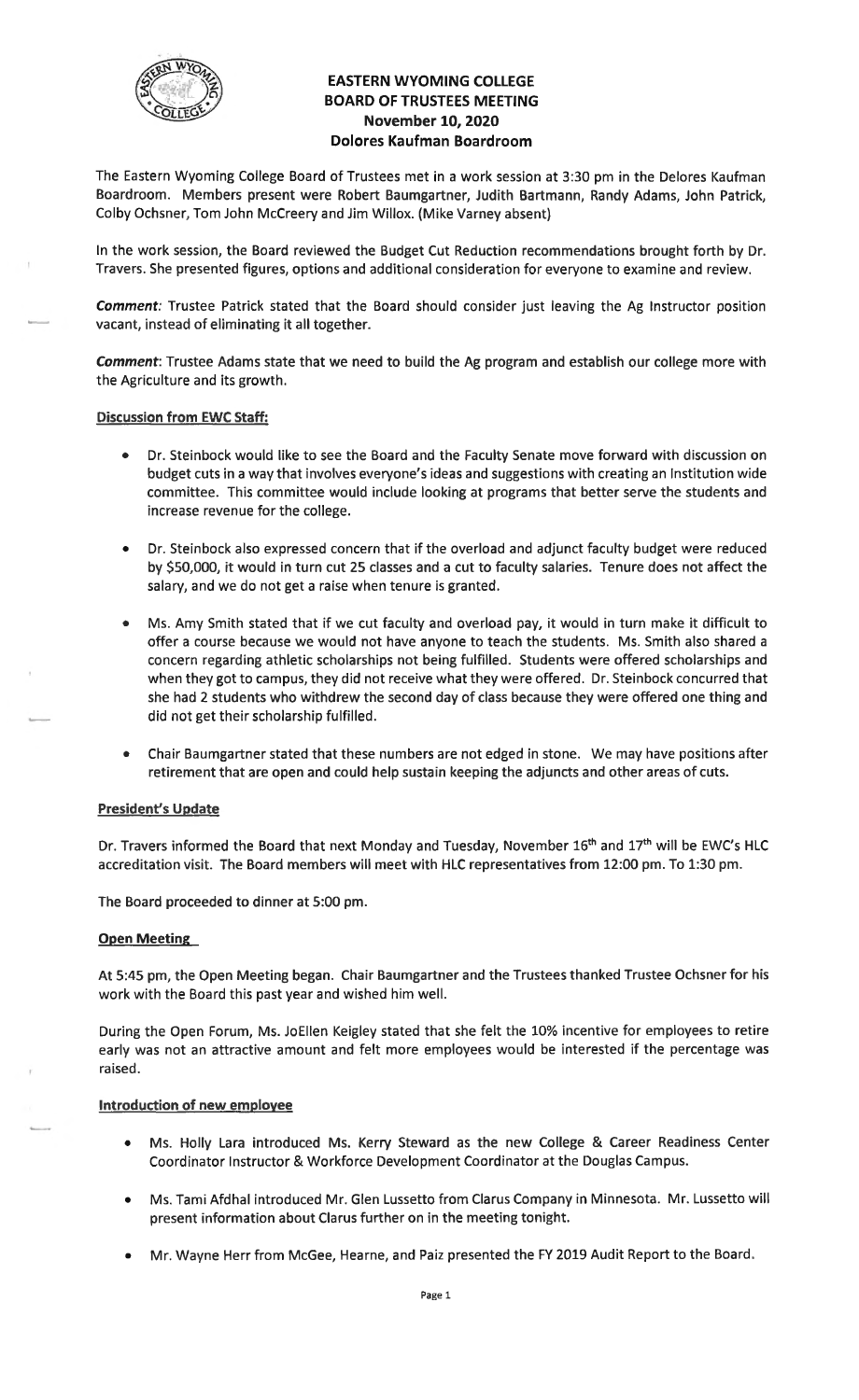# EASTERN WYOMING COLLEGE
## BOARD OF TRUSTEES MEETING
## November 10, 2020
## Dolores Kaufman Boardroom

The Eastern Wyoming College Board of Trustees met in a work session at 3:30 pm in the Delores Kaufman Boardroom. Members present were Robert Baumgartner, Judith Bartmann, Randy Adams, John Patrick, Colby Ochsner, Tom John McCreery and Jim Willox. (Mike Varney absent)

In the work session, the Board reviewed the Budget Cut Reduction recommendations brought forth by Dr. Travers. She presented figures, options and additional consideration for everyone to examine and review.

***Comment:*** Trustee Patrick stated that the Board should consider just leaving the Ag Instructor position vacant, instead of eliminating it all together.

***Comment***: Trustee Adams state that we need to build the Ag program and establish our college more with the Agriculture and its growth.

**Discussion from EWC Staff:**

- Dr. Steinbock would like to see the Board and the Faculty Senate move forward with discussion on budget cuts in a way that involves everyone's ideas and suggestions with creating an Institution wide committee. This committee would include looking at programs that better serve the students and increase revenue for the college.

- Dr. Steinbock also expressed concern that if the overload and adjunct faculty budget were reduced by $50,000, it would in turn cut 25 classes and a cut to faculty salaries. Tenure does not affect the salary, and we do not get a raise when tenure is granted.

- Ms. Amy Smith stated that if we cut faculty and overload pay, it would in turn make it difficult to offer a course because we would not have anyone to teach the students. Ms. Smith also shared a concern regarding athletic scholarships not being fulfilled. Students were offered scholarships and when they got to campus, they did not receive what they were offered. Dr. Steinbock concurred that she had 2 students who withdrew the second day of class because they were offered one thing and did not get their scholarship fulfilled.

- Chair Baumgartner stated that these numbers are not edged in stone. We may have positions after retirement that are open and could help sustain keeping the adjuncts and other areas of cuts.

**President's Update**

Dr. Travers informed the Board that next Monday and Tuesday, November 16th and 17th will be EWC's HLC accreditation visit. The Board members will meet with HLC representatives from 12:00 pm. To 1:30 pm.

The Board proceeded to dinner at 5:00 pm.

**Open Meeting**

At 5:45 pm, the Open Meeting began. Chair Baumgartner and the Trustees thanked Trustee Ochsner for his work with the Board this past year and wished him well.

During the Open Forum, Ms. JoEllen Keigley stated that she felt the 10% incentive for employees to retire early was not an attractive amount and felt more employees would be interested if the percentage was raised.

**Introduction of new employee**

- Ms. Holly Lara introduced Ms. Kerry Steward as the new College & Career Readiness Center Coordinator Instructor & Workforce Development Coordinator at the Douglas Campus.

- Ms. Tami Afdhal introduced Mr. Glen Lussetto from Clarus Company in Minnesota. Mr. Lussetto will present information about Clarus further on in the meeting tonight.

- Mr. Wayne Herr from McGee, Hearne, and Paiz presented the FY 2019 Audit Report to the Board.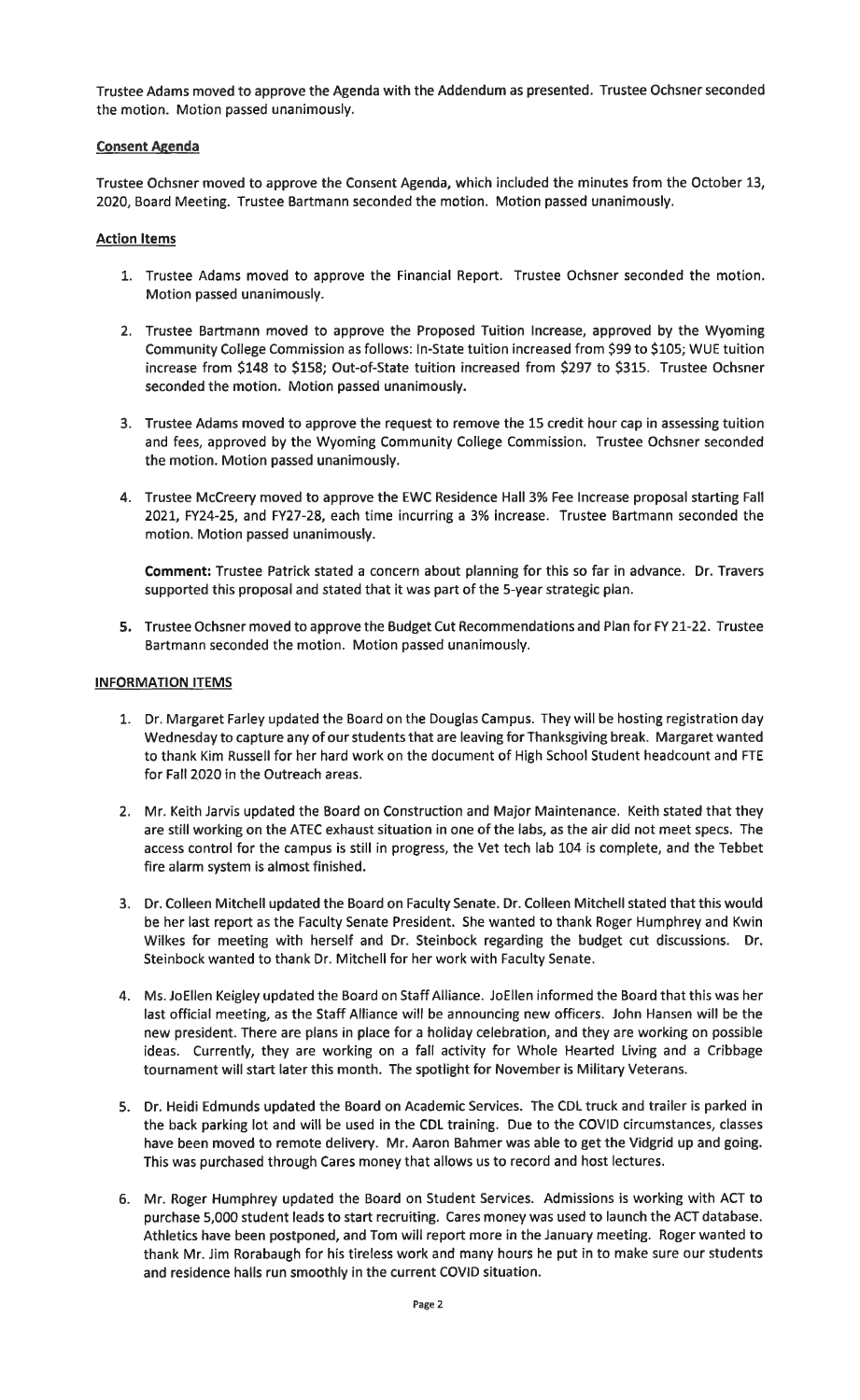Trustee Adams moved to approve the Agenda with the Addendum as presented. Trustee Ochsner seconded the motion. Motion passed unanimously.

**Consent Agenda**

Trustee Ochsner moved to approve the Consent Agenda, which included the minutes from the October 13, 2020, Board Meeting. Trustee Bartmann seconded the motion. Motion passed unanimously.

**Action Items**

1. Trustee Adams moved to approve the Financial Report. Trustee Ochsner seconded the motion. Motion passed unanimously.

2. Trustee Bartmann moved to approve the Proposed Tuition Increase, approved by the Wyoming Community College Commission as follows: In-State tuition increased from $99 to $105; WUE tuition increase from $148 to $158; Out-of-State tuition increased from $297 to $315. Trustee Ochsner seconded the motion. Motion passed unanimously.

3. Trustee Adams moved to approve the request to remove the 15 credit hour cap in assessing tuition and fees, approved by the Wyoming Community College Commission. Trustee Ochsner seconded the motion. Motion passed unanimously.

4. Trustee McCreery moved to approve the EWC Residence Hall 3% Fee Increase proposal starting Fall 2021, FY24-25, and FY27-28, each time incurring a 3% increase. Trustee Bartmann seconded the motion. Motion passed unanimously.

   **Comment:** Trustee Patrick stated a concern about planning for this so far in advance. Dr. Travers supported this proposal and stated that it was part of the 5-year strategic plan.

5. Trustee Ochsner moved to approve the Budget Cut Recommendations and Plan for FY 21-22. Trustee Bartmann seconded the motion. Motion passed unanimously.

**INFORMATION ITEMS**

1. Dr. Margaret Farley updated the Board on the Douglas Campus. They will be hosting registration day Wednesday to capture any of our students that are leaving for Thanksgiving break. Margaret wanted to thank Kim Russell for her hard work on the document of High School Student headcount and FTE for Fall 2020 in the Outreach areas.

2. Mr. Keith Jarvis updated the Board on Construction and Major Maintenance. Keith stated that they are still working on the ATEC exhaust situation in one of the labs, as the air did not meet specs. The access control for the campus is still in progress, the Vet tech lab 104 is complete, and the Tebbet fire alarm system is almost finished.

3. Dr. Colleen Mitchell updated the Board on Faculty Senate. Dr. Colleen Mitchell stated that this would be her last report as the Faculty Senate President. She wanted to thank Roger Humphrey and Kwin Wilkes for meeting with herself and Dr. Steinbock regarding the budget cut discussions. Dr. Steinbock wanted to thank Dr. Mitchell for her work with Faculty Senate.

4. Ms. JoEllen Keigley updated the Board on Staff Alliance. JoEllen informed the Board that this was her last official meeting, as the Staff Alliance will be announcing new officers. John Hansen will be the new president. There are plans in place for a holiday celebration, and they are working on possible ideas. Currently, they are working on a fall activity for Whole Hearted Living and a Cribbage tournament will start later this month. The spotlight for November is Military Veterans.

5. Dr. Heidi Edmunds updated the Board on Academic Services. The CDL truck and trailer is parked in the back parking lot and will be used in the CDL training. Due to the COVID circumstances, classes have been moved to remote delivery. Mr. Aaron Bahmer was able to get the Vidgrid up and going. This was purchased through Cares money that allows us to record and host lectures.

6. Mr. Roger Humphrey updated the Board on Student Services. Admissions is working with ACT to purchase 5,000 student leads to start recruiting. Cares money was used to launch the ACT database. Athletics have been postponed, and Tom will report more in the January meeting. Roger wanted to thank Mr. Jim Rorabaugh for his tireless work and many hours he put in to make sure our students and residence halls run smoothly in the current COVID situation.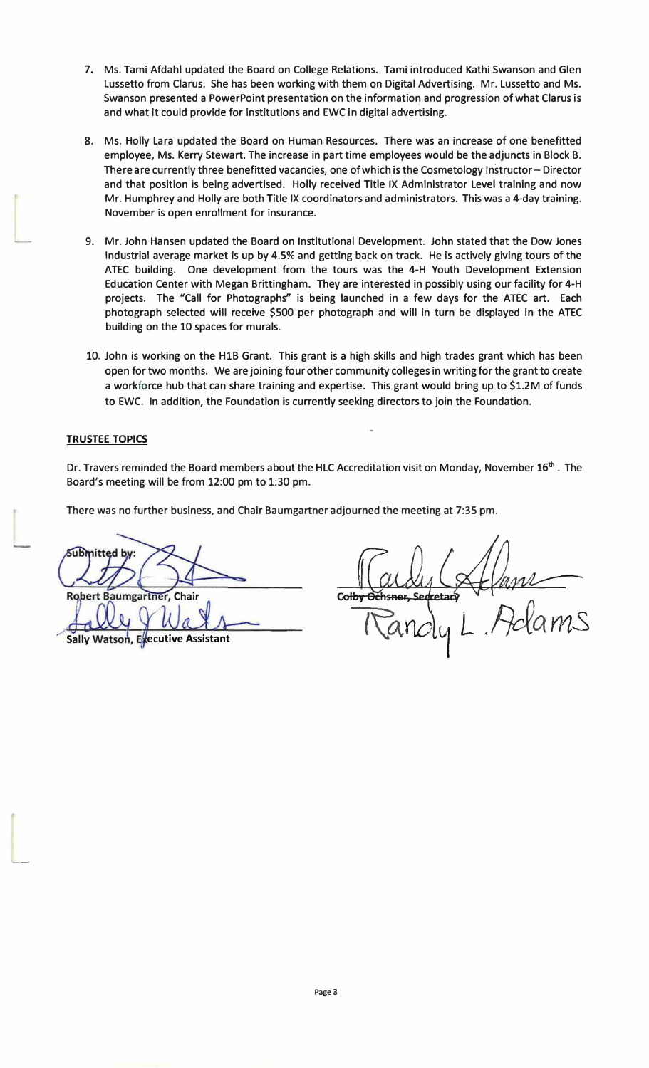7. Ms. Tami Afdahl updated the Board on College Relations. Tami introduced Kathi Swanson and Glen Lussetto from Clarus. She has been working with them on Digital Advertising. Mr. Lussetto and Ms. Swanson presented a PowerPoint presentation on the information and progression of what Clarus is and what it could provide for institutions and EWC in digital advertising.

8. Ms. Holly Lara updated the Board on Human Resources. There was an increase of one benefitted employee, Ms. Kerry Stewart. The increase in part time employees would be the adjuncts in Block B. There are currently three benefitted vacancies, one of which is the Cosmetology Instructor – Director and that position is being advertised. Holly received Title IX Administrator Level training and now Mr. Humphrey and Holly are both Title IX coordinators and administrators. This was a 4-day training. November is open enrollment for insurance.

9. Mr. John Hansen updated the Board on Institutional Development. John stated that the Dow Jones Industrial average market is up by 4.5% and getting back on track. He is actively giving tours of the ATEC building. One development from the tours was the 4-H Youth Development Extension Education Center with Megan Brittingham. They are interested in possibly using our facility for 4-H projects. The "Call for Photographs" is being launched in a few days for the ATEC art. Each photograph selected will receive $500 per photograph and will in turn be displayed in the ATEC building on the 10 spaces for murals.

10. John is working on the H1B Grant. This grant is a high skills and high trades grant which has been open for two months. We are joining four other community colleges in writing for the grant to create a workforce hub that can share training and expertise. This grant would bring up to $1.2M of funds to EWC. In addition, the Foundation is currently seeking directors to join the Foundation.

**TRUSTEE TOPICS**

Dr. Travers reminded the Board members about the HLC Accreditation visit on Monday, November 16th. The Board's meeting will be from 12:00 pm to 1:30 pm.

There was no further business, and Chair Baumgartner adjourned the meeting at 7:35 pm.

Submitted by:

Robert Baumgartner, Chair

Sally Watson, Executive Assistant

~~Colby Ochsner~~, Secretary
Randy L. Adams